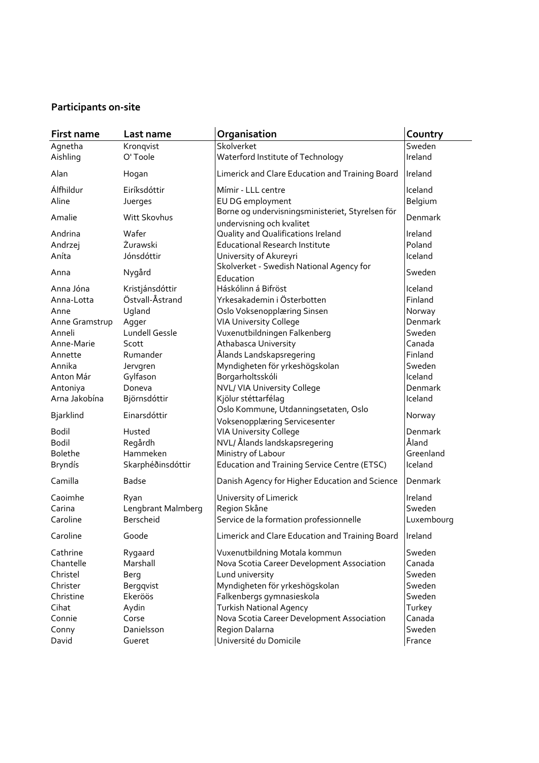**Participants on-site**

| First name | Last name | Organisation | Country |
|---|---|---|---|
| Agnetha | Kronqvist | Skolverket | Sweden |
| Aishling | O' Toole | Waterford Institute of Technology | Ireland |
| Alan | Hogan | Limerick and Clare Education and Training Board | Ireland |
| Álfhildur | Eiríksdóttir | Mímir - LLL centre | Iceland |
| Aline | Juerges | EU DG employment | Belgium |
| Amalie | Witt Skovhus | Borne og undervisningsministeriet, Styrelsen för undervisning och kvalitet | Denmark |
| Andrina | Wafer | Quality and Qualifications Ireland | Ireland |
| Andrzej | Żurawski | Educational Research Institute | Poland |
| Aníta | Jónsdóttir | University of Akureyri | Iceland |
| Anna | Nygård | Skolverket - Swedish National Agency for Education | Sweden |
| Anna Jóna | Kristjánsdóttir | Háskólinn á Bifröst | Iceland |
| Anna-Lotta | Östvall-Åstrand | Yrkesakademin i Österbotten | Finland |
| Anne | Ugland | Oslo Voksenopplæring Sinsen | Norway |
| Anne Gramstrup | Agger | VIA University College | Denmark |
| Anneli | Lundell Gessle | Vuxenutbildningen Falkenberg | Sweden |
| Anne-Marie | Scott | Athabasca University | Canada |
| Annette | Rumander | Ålands Landskapsregering | Finland |
| Annika | Jervgren | Myndigheten för yrkeshögskolan | Sweden |
| Anton Már | Gylfason | Borgarholtsskóli | Iceland |
| Antoniya | Doneva | NVL/ VIA University College | Denmark |
| Arna Jakobína | Björnsdóttir | Kjölur stéttarfélag | Iceland |
| Bjarklind | Einarsdóttir | Oslo Kommune, Utdanningsetaten, Oslo Voksenopplæring Servicesenter | Norway |
| Bodil | Husted | VIA University College | Denmark |
| Bodil | Regårdh | NVL/ Ålands landskapsregering | Åland |
| Bolethe | Hammeken | Ministry of Labour | Greenland |
| Bryndís | Skarphéðinsdóttir | Education and Training Service Centre (ETSC) | Iceland |
| Camilla | Badse | Danish Agency for Higher Education and Science | Denmark |
| Caoimhe | Ryan | University of Limerick | Ireland |
| Carina | Lengbrant Malmberg | Region Skåne | Sweden |
| Caroline | Berscheid | Service de la formation professionnelle | Luxembourg |
| Caroline | Goode | Limerick and Clare Education and Training Board | Ireland |
| Cathrine | Rygaard | Vuxenutbildning Motala kommun | Sweden |
| Chantelle | Marshall | Nova Scotia Career Development Association | Canada |
| Christel | Berg | Lund university | Sweden |
| Christer | Bergqvist | Myndigheten för yrkeshögskolan | Sweden |
| Christine | Ekeröös | Falkenbergs gymnasieskola | Sweden |
| Cihat | Aydin | Turkish National Agency | Turkey |
| Connie | Corse | Nova Scotia Career Development Association | Canada |
| Conny | Danielsson | Region Dalarna | Sweden |
| David | Gueret | Université du Domicile | France |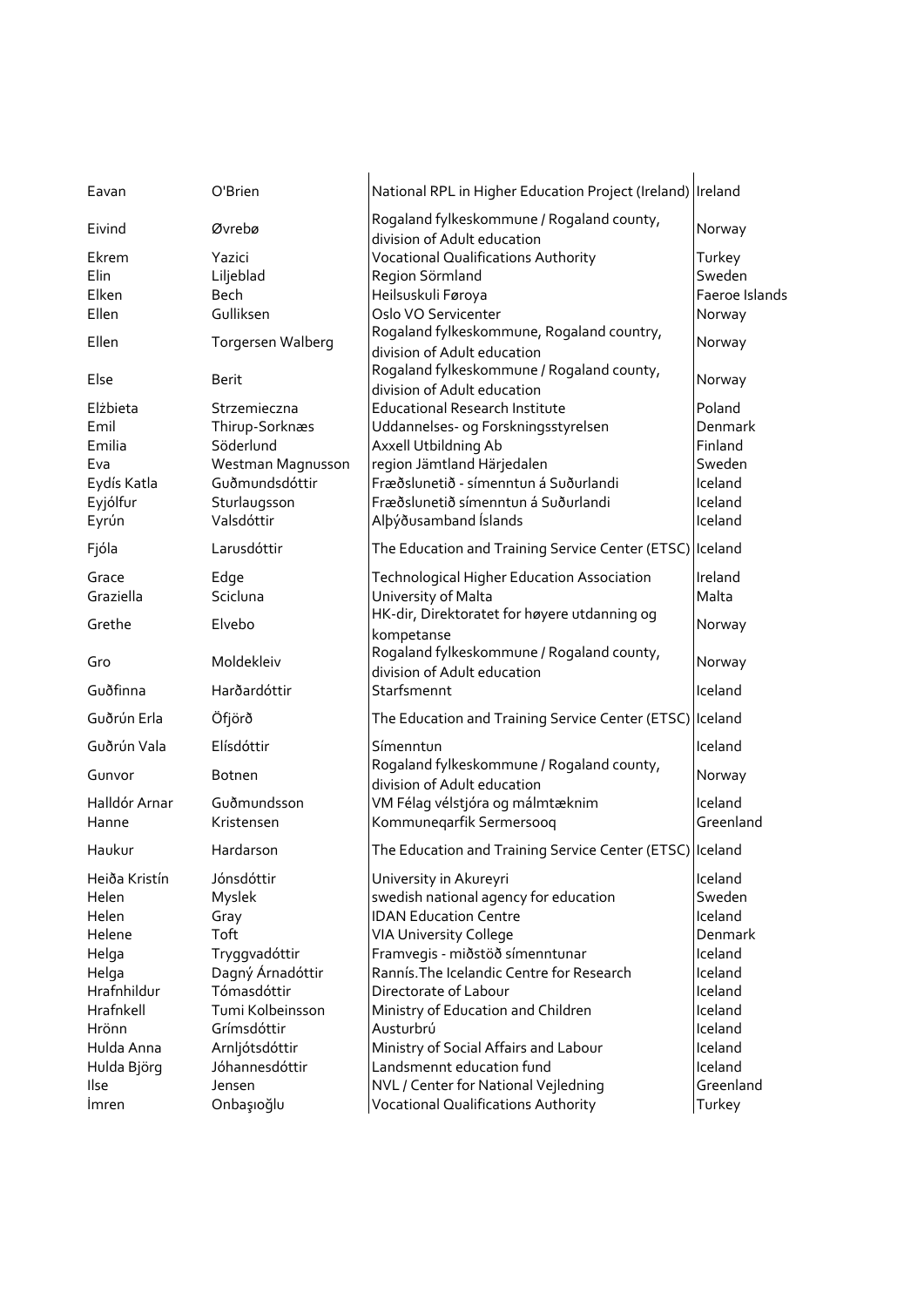| | | | |
|---|---|---|---|
| Eavan | O'Brien | National RPL in Higher Education Project (Ireland) | Ireland |
| Eivind | Øvrebø | Rogaland fylkeskommune / Rogaland county, division of Adult education | Norway |
| Ekrem | Yazici | Vocational Qualifications Authority | Turkey |
| Elin | Liljeblad | Region Sörmland | Sweden |
| Elken | Bech | Heilsuskuli Føroya | Faeroe Islands |
| Ellen | Gulliksen | Oslo VO Servicenter | Norway |
| Ellen | Torgersen Walberg | Rogaland fylkeskommune, Rogaland country, division of Adult education | Norway |
| Else | Berit | Rogaland fylkeskommune / Rogaland county, division of Adult education | Norway |
| Elżbieta | Strzemieczna | Educational Research Institute | Poland |
| Emil | Thirup-Sorknæs | Uddannelses- og Forskningsstyrelsen | Denmark |
| Emilia | Söderlund | Axxell Utbildning Ab | Finland |
| Eva | Westman Magnusson | region Jämtland Härjedalen | Sweden |
| Eydís Katla | Guðmundsdóttir | Fræðslunetið - símenntun á Suðurlandi | Iceland |
| Eyjólfur | Sturlaugsson | Fræðslunetið símenntun á Suðurlandi | Iceland |
| Eyrún | Valsdóttir | Alþýðusamband Íslands | Iceland |
| Fjóla | Larusdóttir | The Education and Training Service Center (ETSC) | Iceland |
| Grace | Edge | Technological Higher Education Association | Ireland |
| Graziella | Scicluna | University of Malta | Malta |
| Grethe | Elvebo | HK-dir, Direktoratet for høyere utdanning og kompetanse | Norway |
| Gro | Moldekleiv | Rogaland fylkeskommune / Rogaland county, division of Adult education | Norway |
| Guðfinna | Harðardóttir | Starfsmennt | Iceland |
| Guðrún Erla | Öfjörð | The Education and Training Service Center (ETSC) | Iceland |
| Guðrún Vala | Elísdóttir | Símenntun | Iceland |
| Gunvor | Botnen | Rogaland fylkeskommune / Rogaland county, division of Adult education | Norway |
| Halldór Arnar | Guðmundsson | VM Félag vélstjóra og málmtæknim | Iceland |
| Hanne | Kristensen | Kommuneqarfik Sermersooq | Greenland |
| Haukur | Hardarson | The Education and Training Service Center (ETSC) | Iceland |
| Heiða Kristín | Jónsdóttir | University in Akureyri | Iceland |
| Helen | Myslek | swedish national agency for education | Sweden |
| Helen | Gray | IDAN Education Centre | Iceland |
| Helene | Toft | VIA University College | Denmark |
| Helga | Tryggvadóttir | Framvegis - miðstöð símenntunar | Iceland |
| Helga | Dagný Árnadóttir | Rannís.The Icelandic Centre for Research | Iceland |
| Hrafnhildur | Tómasdóttir | Directorate of Labour | Iceland |
| Hrafnkell | Tumi Kolbeinsson | Ministry of Education and Children | Iceland |
| Hrönn | Grímsdóttir | Austurbrú | Iceland |
| Hulda Anna | Arnljótsdóttir | Ministry of Social Affairs and Labour | Iceland |
| Hulda Björg | Jóhannesdóttir | Landsmennt education fund | Iceland |
| Ilse | Jensen | NVL / Center for National Vejledning | Greenland |
| İmren | Onbaşıoğlu | Vocational Qualifications Authority | Turkey |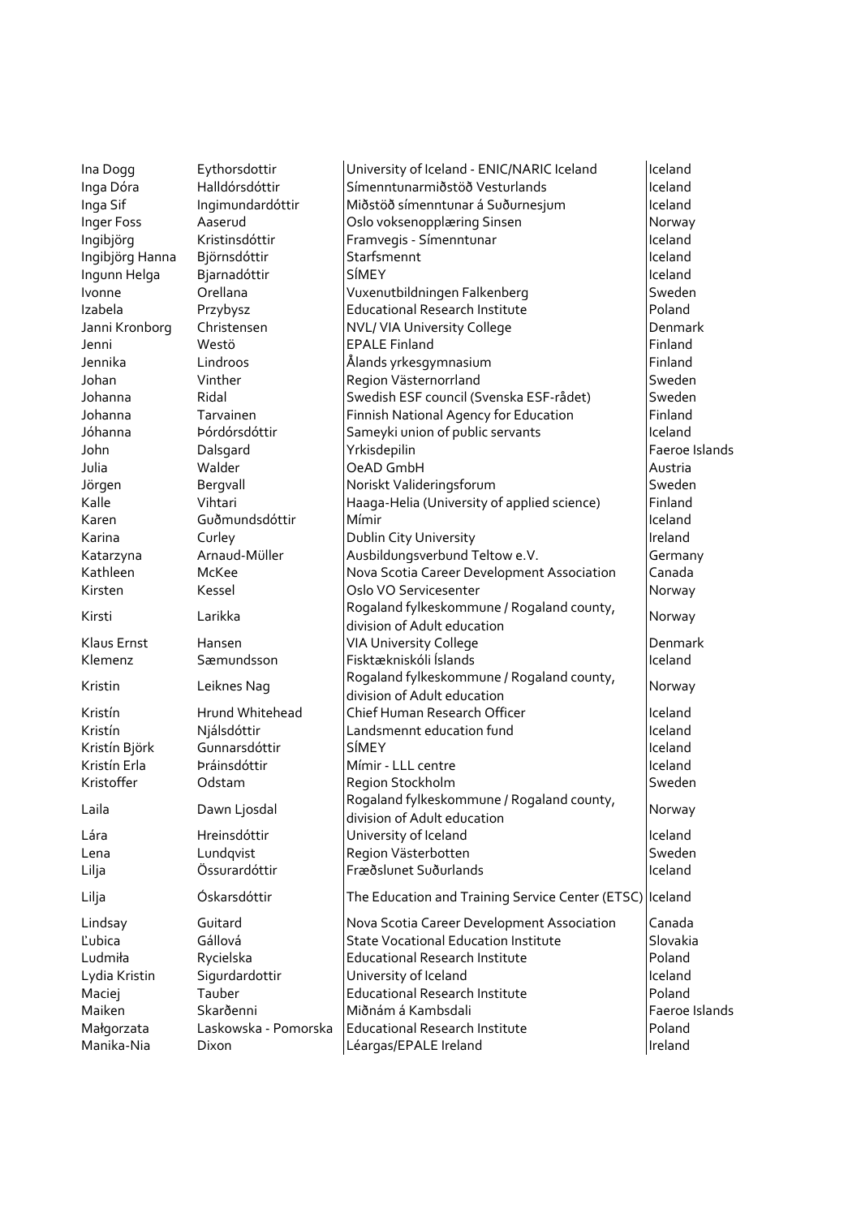| | | | |
|---|---|---|---|
| Ina Dogg | Eythorsdottir | University of Iceland - ENIC/NARIC Iceland | Iceland |
| Inga Dóra | Halldórsdóttir | Símenntunarmiðstöð Vesturlands | Iceland |
| Inga Sif | Ingimundardóttir | Miðstöð símenntunar á Suðurnesjum | Iceland |
| Inger Foss | Aaserud | Oslo voksenopplæring Sinsen | Norway |
| Ingibjörg | Kristinsdóttir | Framvegis - Símenntunar | Iceland |
| Ingibjörg Hanna | Björnsdóttir | Starfsmennt | Iceland |
| Ingunn Helga | Bjarnadóttir | SÍMEY | Iceland |
| Ivonne | Orellana | Vuxenutbildningen Falkenberg | Sweden |
| Izabela | Przybysz | Educational Research Institute | Poland |
| Janni Kronborg | Christensen | NVL/ VIA University College | Denmark |
| Jenni | Westö | EPALE Finland | Finland |
| Jennika | Lindroos | Ålands yrkesgymnasium | Finland |
| Johan | Vinther | Region Västernorrland | Sweden |
| Johanna | Ridal | Swedish ESF council (Svenska ESF-rådet) | Sweden |
| Johanna | Tarvainen | Finnish National Agency for Education | Finland |
| Jóhanna | Þórdórsdóttir | Sameyki union of public servants | Iceland |
| John | Dalsgard | Yrkisdepilin | Faeroe Islands |
| Julia | Walder | OeAD GmbH | Austria |
| Jörgen | Bergvall | Noriskt Valideringsforum | Sweden |
| Kalle | Vihtari | Haaga-Helia (University of applied science) | Finland |
| Karen | Guðmundsdóttir | Mímir | Iceland |
| Karina | Curley | Dublin City University | Ireland |
| Katarzyna | Arnaud-Müller | Ausbildungsverbund Teltow e.V. | Germany |
| Kathleen | McKee | Nova Scotia Career Development Association | Canada |
| Kirsten | Kessel | Oslo VO Servicesenter | Norway |
| Kirsti | Larikka | Rogaland fylkeskommune / Rogaland county, division of Adult education | Norway |
| Klaus Ernst | Hansen | VIA University College | Denmark |
| Klemenz | Sæmundsson | Fisktækniskóli Íslands | Iceland |
| Kristin | Leiknes Nag | Rogaland fylkeskommune / Rogaland county, division of Adult education | Norway |
| Kristín | Hrund Whitehead | Chief Human Research Officer | Iceland |
| Kristín | Njálsdóttir | Landsmennt education fund | Iceland |
| Kristín Björk | Gunnarsdóttir | SÍMEY | Iceland |
| Kristín Erla | Þráinsdóttir | Mímir - LLL centre | Iceland |
| Kristoffer | Odstam | Region Stockholm | Sweden |
| Laila | Dawn Ljosdal | Rogaland fylkeskommune / Rogaland county, division of Adult education | Norway |
| Lára | Hreinsdóttir | University of Iceland | Iceland |
| Lena | Lundqvist | Region Västerbotten | Sweden |
| Lilja | Össurardóttir | Fræðslunet Suðurlands | Iceland |
| Lilja | Óskarsdóttir | The Education and Training Service Center (ETSC) | Iceland |
| Lindsay | Guitard | Nova Scotia Career Development Association | Canada |
| Ľubica | Gállová | State Vocational Education Institute | Slovakia |
| Ludmiła | Rycielska | Educational Research Institute | Poland |
| Lydia Kristin | Sigurdardottir | University of Iceland | Iceland |
| Maciej | Tauber | Educational Research Institute | Poland |
| Maiken | Skarðenni | Miðnám á Kambsdali | Faeroe Islands |
| Małgorzata | Laskowska - Pomorska | Educational Research Institute | Poland |
| Manika-Nia | Dixon | Léargas/EPALE Ireland | Ireland |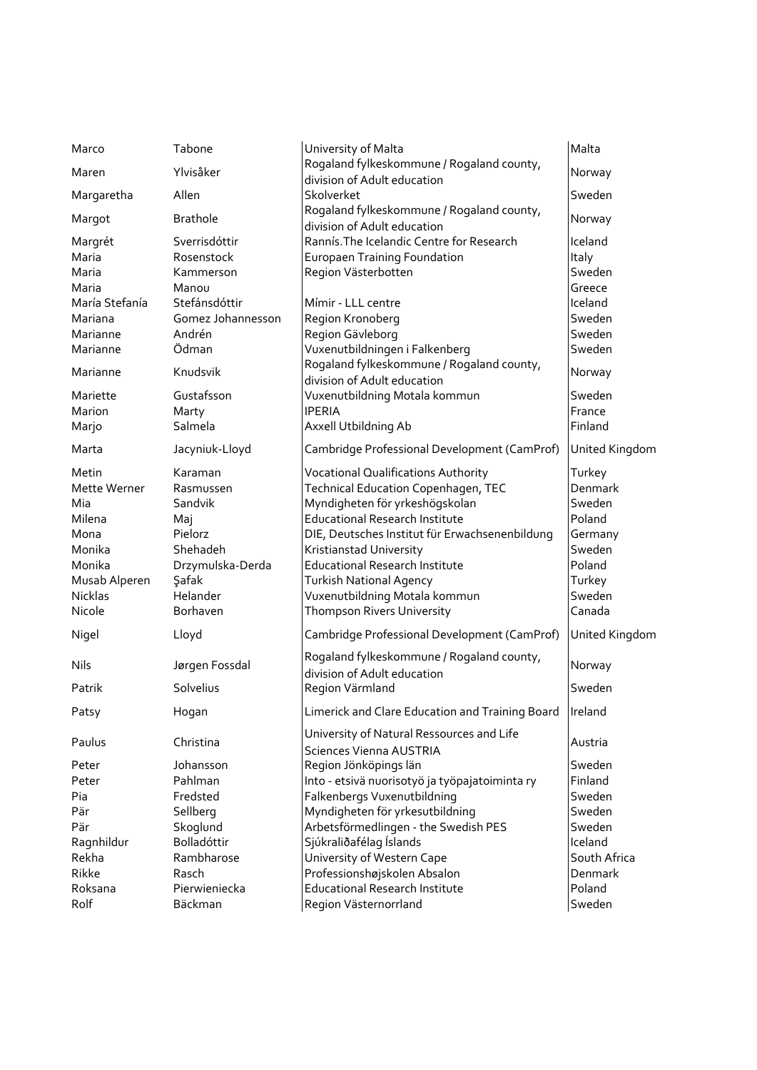| | | | |
|---|---|---|---|
| Marco | Tabone | University of Malta | Malta |
| Maren | Ylvisåker | Rogaland fylkeskommune / Rogaland county, division of Adult education | Norway |
| Margaretha | Allen | Skolverket | Sweden |
| Margot | Brathole | Rogaland fylkeskommune / Rogaland county, division of Adult education | Norway |
| Margrét | Sverrisdóttir | Rannís.The Icelandic Centre for Research | Iceland |
| Maria | Rosenstock | Europaen Training Foundation | Italy |
| Maria | Kammerson | Region Västerbotten | Sweden |
| Maria | Manou | | Greece |
| María Stefanía | Stefánsdóttir | Mímir - LLL centre | Iceland |
| Mariana | Gomez Johannesson | Region Kronoberg | Sweden |
| Marianne | Andrén | Region Gävleborg | Sweden |
| Marianne | Ödman | Vuxenutbildningen i Falkenberg | Sweden |
| Marianne | Knudsvik | Rogaland fylkeskommune / Rogaland county, division of Adult education | Norway |
| Mariette | Gustafsson | Vuxenutbildning Motala kommun | Sweden |
| Marion | Marty | IPERIA | France |
| Marjo | Salmela | Axxell Utbildning Ab | Finland |
| Marta | Jacyniuk-Lloyd | Cambridge Professional Development (CamProf) | United Kingdom |
| Metin | Karaman | Vocational Qualifications Authority | Turkey |
| Mette Werner | Rasmussen | Technical Education Copenhagen, TEC | Denmark |
| Mia | Sandvik | Myndigheten för yrkeshögskolan | Sweden |
| Milena | Maj | Educational Research Institute | Poland |
| Mona | Pielorz | DIE, Deutsches Institut für Erwachsenenbildung | Germany |
| Monika | Shehadeh | Kristianstad University | Sweden |
| Monika | Drzymulska-Derda | Educational Research Institute | Poland |
| Musab Alperen | Şafak | Turkish National Agency | Turkey |
| Nicklas | Helander | Vuxenutbildning Motala kommun | Sweden |
| Nicole | Borhaven | Thompson Rivers University | Canada |
| Nigel | Lloyd | Cambridge Professional Development (CamProf) | United Kingdom |
| Nils | Jørgen Fossdal | Rogaland fylkeskommune / Rogaland county, division of Adult education | Norway |
| Patrik | Solvelius | Region Värmland | Sweden |
| Patsy | Hogan | Limerick and Clare Education and Training Board | Ireland |
| Paulus | Christina | University of Natural Ressources and Life Sciences Vienna AUSTRIA | Austria |
| Peter | Johansson | Region Jönköpings län | Sweden |
| Peter | Pahlman | Into - etsivä nuorisotyö ja työpajatoiminta ry | Finland |
| Pia | Fredsted | Falkenbergs Vuxenutbildning | Sweden |
| Pär | Sellberg | Myndigheten för yrkesutbildning | Sweden |
| Pär | Skoglund | Arbetsförmedlingen - the Swedish PES | Sweden |
| Ragnhildur | Bolladóttir | Sjúkraliðafélag Íslands | Iceland |
| Rekha | Rambharose | University of Western Cape | South Africa |
| Rikke | Rasch | Professionshøjskolen Absalon | Denmark |
| Roksana | Pierwieniecka | Educational Research Institute | Poland |
| Rolf | Bäckman | Region Västernorrland | Sweden |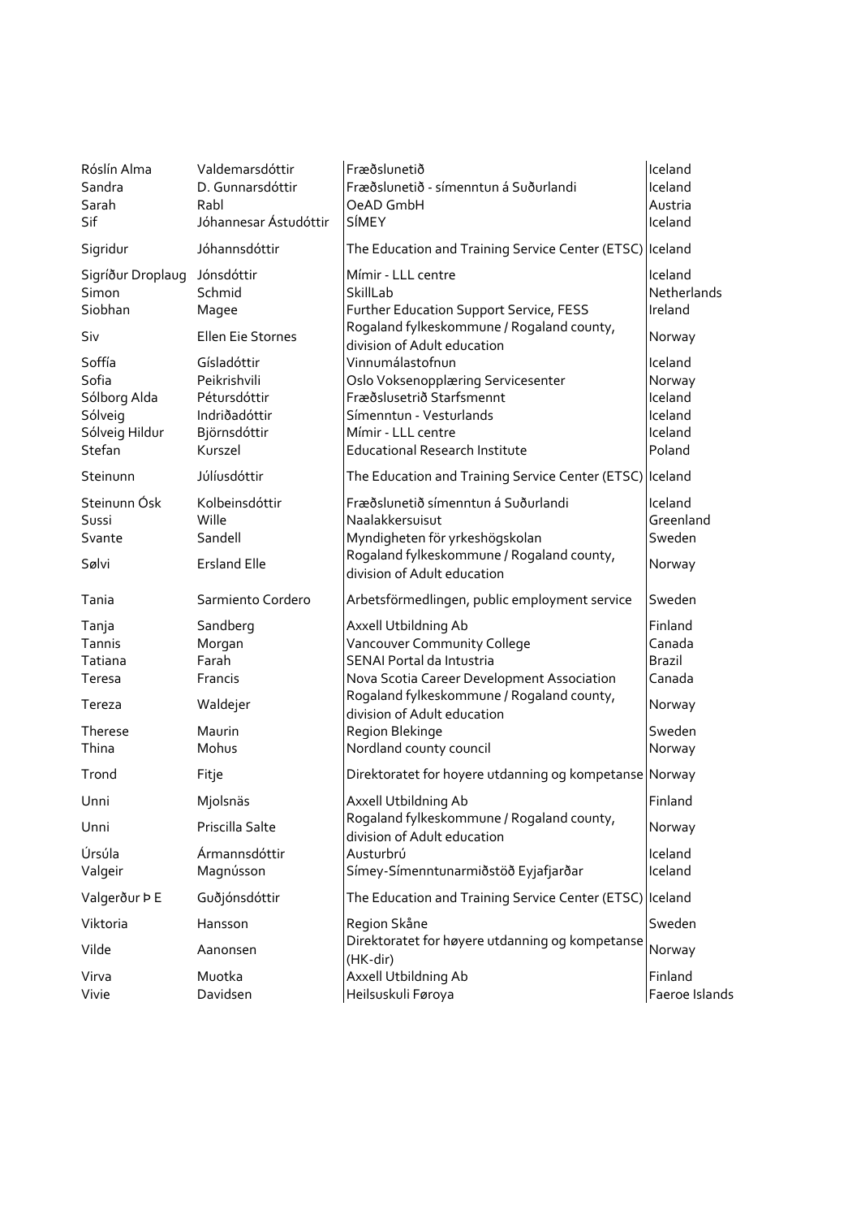| | | | |
|---|---|---|---|
| Róslín Alma | Valdemarsdóttir | Fræðslunetið | Iceland |
| Sandra | D. Gunnarsdóttir | Fræðslunetið - símenntun á Suðurlandi | Iceland |
| Sarah | Rabl | OeAD GmbH | Austria |
| Sif | Jóhannesar Ástudóttir | SÍMEY | Iceland |
| Sigridur | Jóhannsdóttir | The Education and Training Service Center (ETSC) | Iceland |
| Sigríður Droplaug | Jónsdóttir | Mímir - LLL centre | Iceland |
| Simon | Schmid | SkillLab | Netherlands |
| Siobhan | Magee | Further Education Support Service, FESS | Ireland |
| Siv | Ellen Eie Stornes | Rogaland fylkeskommune / Rogaland county, division of Adult education | Norway |
| Soffía | Gísladóttir | Vinnumálastofnun | Iceland |
| Sofia | Peikrishvili | Oslo Voksenopplæring Servicesenter | Norway |
| Sólborg Alda | Pétursdóttir | Fræðslusetrið Starfsmennt | Iceland |
| Sólveig | Indriðadóttir | Símenntun - Vesturlands | Iceland |
| Sólveig Hildur | Björnsdóttir | Mímir - LLL centre | Iceland |
| Stefan | Kurszel | Educational Research Institute | Poland |
| Steinunn | Júlíusdóttir | The Education and Training Service Center (ETSC) | Iceland |
| Steinunn Ósk | Kolbeinsdóttir | Fræðslunetið símenntun á Suðurlandi | Iceland |
| Sussi | Wille | Naalakkersuisut | Greenland |
| Svante | Sandell | Myndigheten för yrkeshögskolan | Sweden |
| Sølvi | Ersland Elle | Rogaland fylkeskommune / Rogaland county, division of Adult education | Norway |
| Tania | Sarmiento Cordero | Arbetsförmedlingen, public employment service | Sweden |
| Tanja | Sandberg | Axxell Utbildning Ab | Finland |
| Tannis | Morgan | Vancouver Community College | Canada |
| Tatiana | Farah | SENAI Portal da Intustria | Brazil |
| Teresa | Francis | Nova Scotia Career Development Association | Canada |
| Tereza | Waldejer | Rogaland fylkeskommune / Rogaland county, division of Adult education | Norway |
| Therese | Maurin | Region Blekinge | Sweden |
| Thina | Mohus | Nordland county council | Norway |
| Trond | Fitje | Direktoratet for hoyere utdanning og kompetanse | Norway |
| Unni | Mjolsnäs | Axxell Utbildning Ab | Finland |
| Unni | Priscilla Salte | Rogaland fylkeskommune / Rogaland county, division of Adult education | Norway |
| Úrsúla | Ármannsdóttir | Austurbrú | Iceland |
| Valgeir | Magnússon | Símey-Símenntunarmiðstöð Eyjafjarðar | Iceland |
| Valgerður Þ E | Guðjónsdóttir | The Education and Training Service Center (ETSC) | Iceland |
| Viktoria | Hansson | Region Skåne | Sweden |
| Vilde | Aanonsen | Direktoratet for høyere utdanning og kompetanse (HK-dir) | Norway |
| Virva | Muotka | Axxell Utbildning Ab | Finland |
| Vivie | Davidsen | Heilsuskuli Føroya | Faeroe Islands |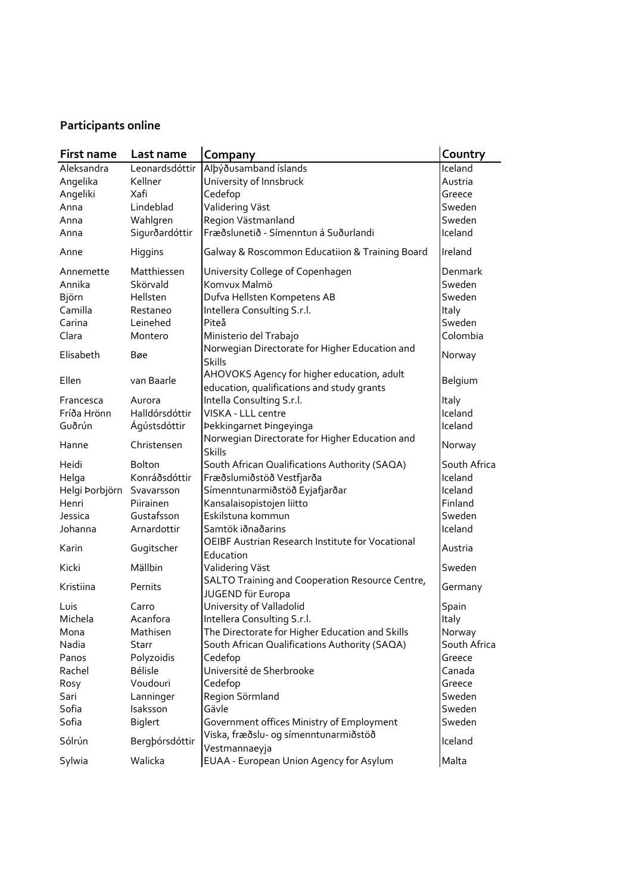**Participants online**

| First name | Last name | Company | Country |
|---|---|---|---|
| Aleksandra | Leonardsdóttir | Alþýðusamband íslands | Iceland |
| Angelika | Kellner | University of Innsbruck | Austria |
| Angeliki | Xafi | Cedefop | Greece |
| Anna | Lindeblad | Validering Väst | Sweden |
| Anna | Wahlgren | Region Västmanland | Sweden |
| Anna | Sigurðardóttir | Fræðslunetið - Símenntun á Suðurlandi | Iceland |
| Anne | Higgins | Galway & Roscommon Educatiion & Training Board | Ireland |
| Annemette | Matthiessen | University College of Copenhagen | Denmark |
| Annika | Skörvald | Komvux Malmö | Sweden |
| Björn | Hellsten | Dufva Hellsten Kompetens AB | Sweden |
| Camilla | Restaneo | Intellera Consulting S.r.l. | Italy |
| Carina | Leinehed | Piteå | Sweden |
| Clara | Montero | Ministerio del Trabajo | Colombia |
| Elisabeth | Bøe | Norwegian Directorate for Higher Education and Skills | Norway |
| Ellen | van Baarle | AHOVOKS Agency for higher education, adult education, qualifications and study grants | Belgium |
| Francesca | Aurora | Intella Consulting S.r.l. | Italy |
| Fríða Hrönn | Halldórsdóttir | VISKA - LLL centre | Iceland |
| Guðrún | Ágústsdóttir | Þekkingarnet Þingeyinga | Iceland |
| Hanne | Christensen | Norwegian Directorate for Higher Education and Skills | Norway |
| Heidi | Bolton | South African Qualifications Authority (SAQA) | South Africa |
| Helga | Konráðsdóttir | Fræðslumiðstöð Vestfjarða | Iceland |
| Helgi Þorbjörn | Svavarsson | Símenntunarmiðstöð Eyjafjarðar | Iceland |
| Henri | Piirainen | Kansalaisopistojen liitto | Finland |
| Jessica | Gustafsson | Eskilstuna kommun | Sweden |
| Johanna | Arnardottir | Samtök iðnaðarins | Iceland |
| Karin | Gugitscher | OEIBF Austrian Research Institute for Vocational Education | Austria |
| Kicki | Mällbin | Validering Väst | Sweden |
| Kristiina | Pernits | SALTO Training and Cooperation Resource Centre, JUGEND für Europa | Germany |
| Luis | Carro | University of Valladolid | Spain |
| Michela | Acanfora | Intellera Consulting S.r.l. | Italy |
| Mona | Mathisen | The Directorate for Higher Education and Skills | Norway |
| Nadia | Starr | South African Qualifications Authority (SAQA) | South Africa |
| Panos | Polyzoidis | Cedefop | Greece |
| Rachel | Bélisle | Université de Sherbrooke | Canada |
| Rosy | Voudouri | Cedefop | Greece |
| Sari | Lanninger | Region Sörmland | Sweden |
| Sofia | Isaksson | Gävle | Sweden |
| Sofia | Biglert | Government offices Ministry of Employment | Sweden |
| Sólrún | Bergþórsdóttir | Viska, fræðslu- og símenntunarmiðstöð Vestmannaeyja | Iceland |
| Sylwia | Walicka | EUAA - European Union Agency for Asylum | Malta |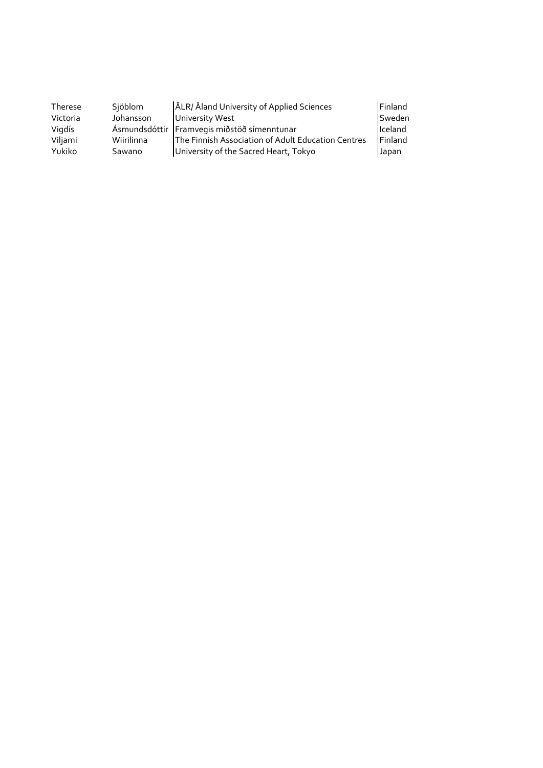| | | | |
|---|---|---|---|
| Therese | Sjöblom | ÅLR/ Åland University of Applied Sciences | Finland |
| Victoria | Johansson | University West | Sweden |
| Vigdís | Ásmundsdóttir | Framvegis miðstöð símenntunar | Iceland |
| Viljami | Wiirilinna | The Finnish Association of Adult Education Centres | Finland |
| Yukiko | Sawano | University of the Sacred Heart, Tokyo | Japan |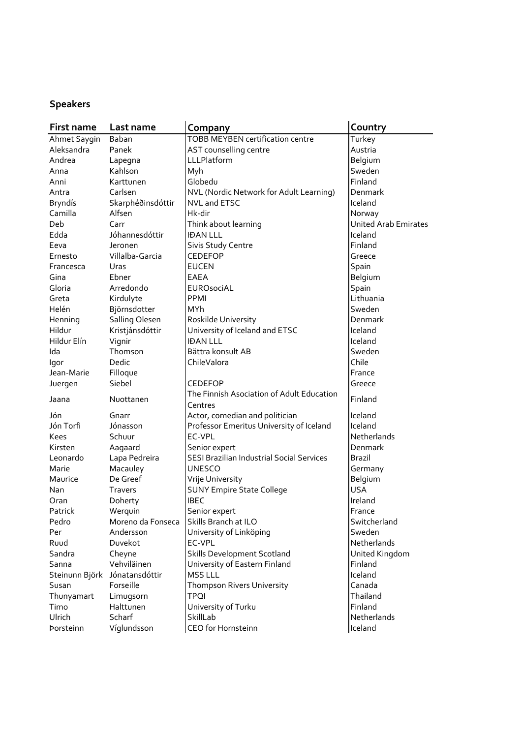## Speakers

| First name | Last name | Company | Country |
|---|---|---|---|
| Ahmet Saygin | Baban | TOBB MEYBEN certification centre | Turkey |
| Aleksandra | Panek | AST counselling centre | Austria |
| Andrea | Lapegna | LLLPlatform | Belgium |
| Anna | Kahlson | Myh | Sweden |
| Anni | Karttunen | Globedu | Finland |
| Antra | Carlsen | NVL (Nordic Network for Adult Learning) | Denmark |
| Bryndís | Skarphéðinsdóttir | NVL and ETSC | Iceland |
| Camilla | Alfsen | Hk-dir | Norway |
| Deb | Carr | Think about learning | United Arab Emirates |
| Edda | Jóhannesdóttir | IÐAN LLL | Iceland |
| Eeva | Jeronen | Sivis Study Centre | Finland |
| Ernesto | Villalba-Garcia | CEDEFOP | Greece |
| Francesca | Uras | EUCEN | Spain |
| Gina | Ebner | EAEA | Belgium |
| Gloria | Arredondo | EUROsociAL | Spain |
| Greta | Kirdulyte | PPMI | Lithuania |
| Helén | Björnsdotter | MYh | Sweden |
| Henning | Salling Olesen | Roskilde University | Denmark |
| Hildur | Kristjánsdóttir | University of Iceland and ETSC | Iceland |
| Hildur Elín | Vignir | IÐAN LLL | Iceland |
| Ida | Thomson | Bättra konsult AB | Sweden |
| Igor | Dedic | ChileValora | Chile |
| Jean-Marie | Filloque | | France |
| Juergen | Siebel | CEDEFOP | Greece |
| Jaana | Nuottanen | The Finnish Asociation of Adult Education Centres | Finland |
| Jón | Gnarr | Actor, comedian and politician | Iceland |
| Jón Torfi | Jónasson | Professor Emeritus University of Iceland | Iceland |
| Kees | Schuur | EC-VPL | Netherlands |
| Kirsten | Aagaard | Senior expert | Denmark |
| Leonardo | Lapa Pedreira | SESI Brazilian Industrial Social Services | Brazil |
| Marie | Macauley | UNESCO | Germany |
| Maurice | De Greef | Vrije University | Belgium |
| Nan | Travers | SUNY Empire State College | USA |
| Oran | Doherty | IBEC | Ireland |
| Patrick | Werquin | Senior expert | France |
| Pedro | Moreno da Fonseca | Skills Branch at ILO | Switcherland |
| Per | Andersson | University of Linköping | Sweden |
| Ruud | Duvekot | EC-VPL | Netherlands |
| Sandra | Cheyne | Skills Development Scotland | United Kingdom |
| Sanna | Vehviläinen | University of Eastern Finland | Finland |
| Steinunn Björk | Jónatansdóttir | MSS LLL | Iceland |
| Susan | Forseille | Thompson Rivers University | Canada |
| Thunyamart | Limugsorn | TPQI | Thailand |
| Timo | Halttunen | University of Turku | Finland |
| Ulrich | Scharf | SkillLab | Netherlands |
| Þorsteinn | Víglundsson | CEO for Hornsteinn | Iceland |